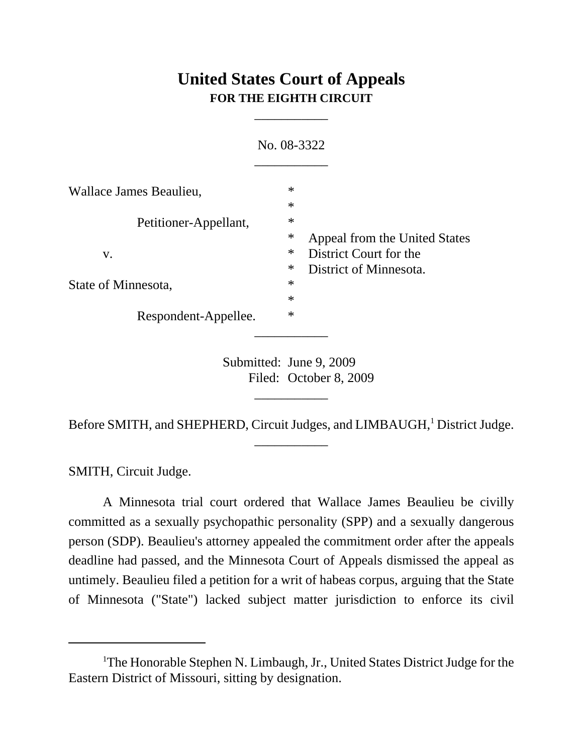# United States Court of Appeals
## FOR THE EIGHTH CIRCUIT

---

No. 08-3322

---

| | | |
|---|---|---|
| Wallace James Beaulieu, | * | |
| | * | |
| Petitioner-Appellant, | * | |
| | * | Appeal from the United States |
| v. | * | District Court for the |
| | * | District of Minnesota. |
| State of Minnesota, | * | |
| | * | |
| Respondent-Appellee. | * | |

---

Submitted: June 9, 2009
Filed: October 8, 2009

---

Before SMITH, and SHEPHERD, Circuit Judges, and LIMBAUGH,[1] District Judge.

---

SMITH, Circuit Judge.

A Minnesota trial court ordered that Wallace James Beaulieu be civilly committed as a sexually psychopathic personality (SPP) and a sexually dangerous person (SDP). Beaulieu's attorney appealed the commitment order after the appeals deadline had passed, and the Minnesota Court of Appeals dismissed the appeal as untimely. Beaulieu filed a petition for a writ of habeas corpus, arguing that the State of Minnesota ("State") lacked subject matter jurisdiction to enforce its civil

---

[1]The Honorable Stephen N. Limbaugh, Jr., United States District Judge for the Eastern District of Missouri, sitting by designation.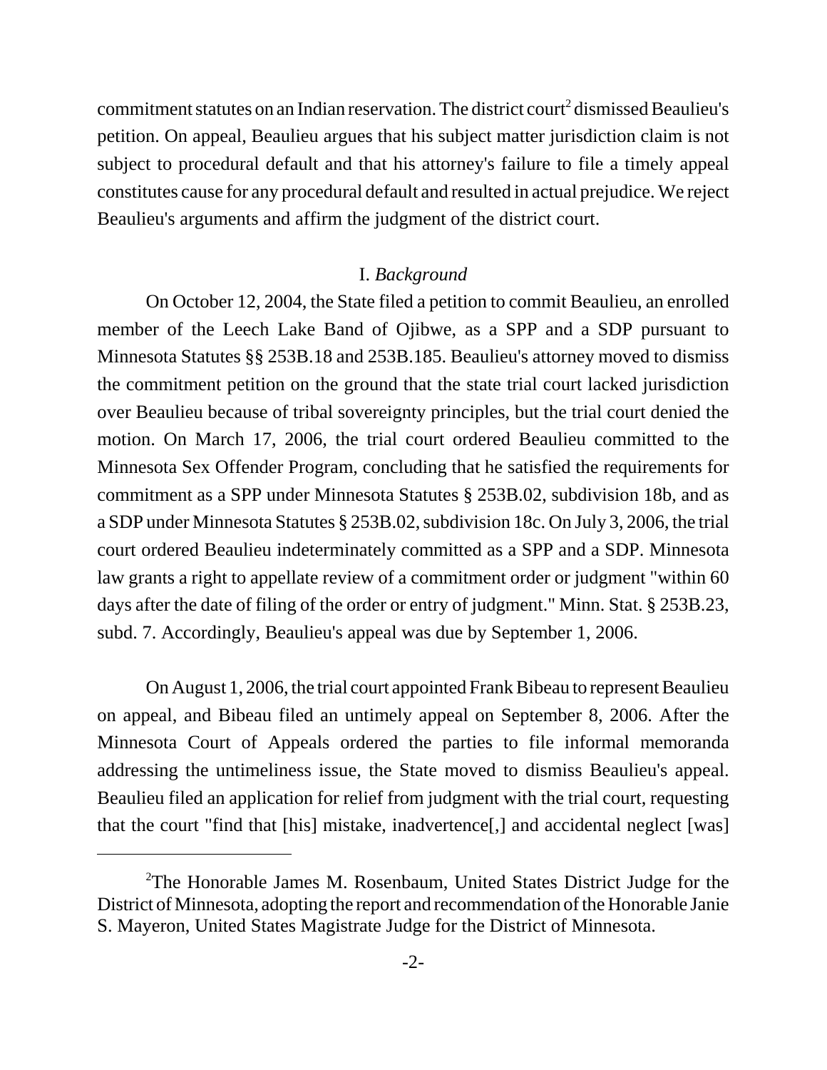commitment statutes on an Indian reservation. The district court[2] dismissed Beaulieu's petition. On appeal, Beaulieu argues that his subject matter jurisdiction claim is not subject to procedural default and that his attorney's failure to file a timely appeal constitutes cause for any procedural default and resulted in actual prejudice. We reject Beaulieu's arguments and affirm the judgment of the district court.

## I. *Background*

On October 12, 2004, the State filed a petition to commit Beaulieu, an enrolled member of the Leech Lake Band of Ojibwe, as a SPP and a SDP pursuant to Minnesota Statutes §§ 253B.18 and 253B.185. Beaulieu's attorney moved to dismiss the commitment petition on the ground that the state trial court lacked jurisdiction over Beaulieu because of tribal sovereignty principles, but the trial court denied the motion. On March 17, 2006, the trial court ordered Beaulieu committed to the Minnesota Sex Offender Program, concluding that he satisfied the requirements for commitment as a SPP under Minnesota Statutes § 253B.02, subdivision 18b, and as a SDP under Minnesota Statutes § 253B.02, subdivision 18c. On July 3, 2006, the trial court ordered Beaulieu indeterminately committed as a SPP and a SDP. Minnesota law grants a right to appellate review of a commitment order or judgment "within 60 days after the date of filing of the order or entry of judgment." Minn. Stat. § 253B.23, subd. 7. Accordingly, Beaulieu's appeal was due by September 1, 2006.

On August 1, 2006, the trial court appointed Frank Bibeau to represent Beaulieu on appeal, and Bibeau filed an untimely appeal on September 8, 2006. After the Minnesota Court of Appeals ordered the parties to file informal memoranda addressing the untimeliness issue, the State moved to dismiss Beaulieu's appeal. Beaulieu filed an application for relief from judgment with the trial court, requesting that the court "find that [his] mistake, inadvertence[,] and accidental neglect [was]

[2]The Honorable James M. Rosenbaum, United States District Judge for the District of Minnesota, adopting the report and recommendation of the Honorable Janie S. Mayeron, United States Magistrate Judge for the District of Minnesota.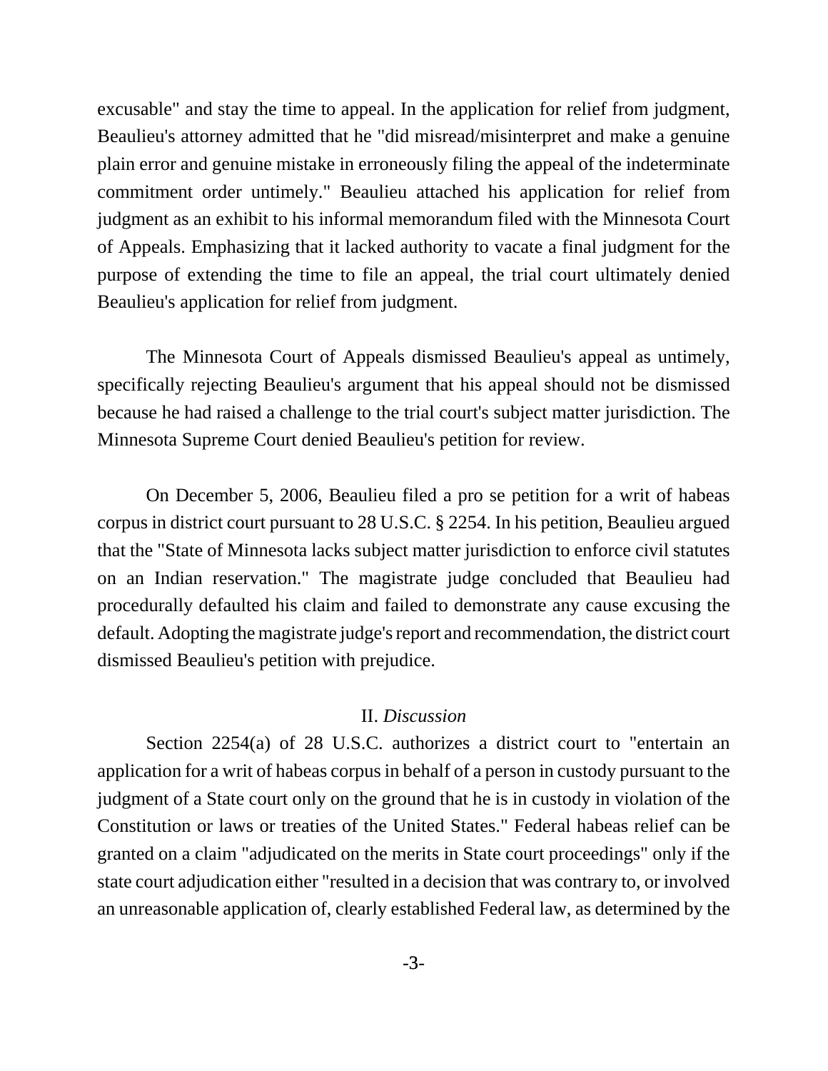excusable" and stay the time to appeal. In the application for relief from judgment, Beaulieu's attorney admitted that he "did misread/misinterpret and make a genuine plain error and genuine mistake in erroneously filing the appeal of the indeterminate commitment order untimely." Beaulieu attached his application for relief from judgment as an exhibit to his informal memorandum filed with the Minnesota Court of Appeals. Emphasizing that it lacked authority to vacate a final judgment for the purpose of extending the time to file an appeal, the trial court ultimately denied Beaulieu's application for relief from judgment.

The Minnesota Court of Appeals dismissed Beaulieu's appeal as untimely, specifically rejecting Beaulieu's argument that his appeal should not be dismissed because he had raised a challenge to the trial court's subject matter jurisdiction. The Minnesota Supreme Court denied Beaulieu's petition for review.

On December 5, 2006, Beaulieu filed a pro se petition for a writ of habeas corpus in district court pursuant to 28 U.S.C. § 2254. In his petition, Beaulieu argued that the "State of Minnesota lacks subject matter jurisdiction to enforce civil statutes on an Indian reservation." The magistrate judge concluded that Beaulieu had procedurally defaulted his claim and failed to demonstrate any cause excusing the default. Adopting the magistrate judge's report and recommendation, the district court dismissed Beaulieu's petition with prejudice.

## II. *Discussion*

Section 2254(a) of 28 U.S.C. authorizes a district court to "entertain an application for a writ of habeas corpus in behalf of a person in custody pursuant to the judgment of a State court only on the ground that he is in custody in violation of the Constitution or laws or treaties of the United States." Federal habeas relief can be granted on a claim "adjudicated on the merits in State court proceedings" only if the state court adjudication either "resulted in a decision that was contrary to, or involved an unreasonable application of, clearly established Federal law, as determined by the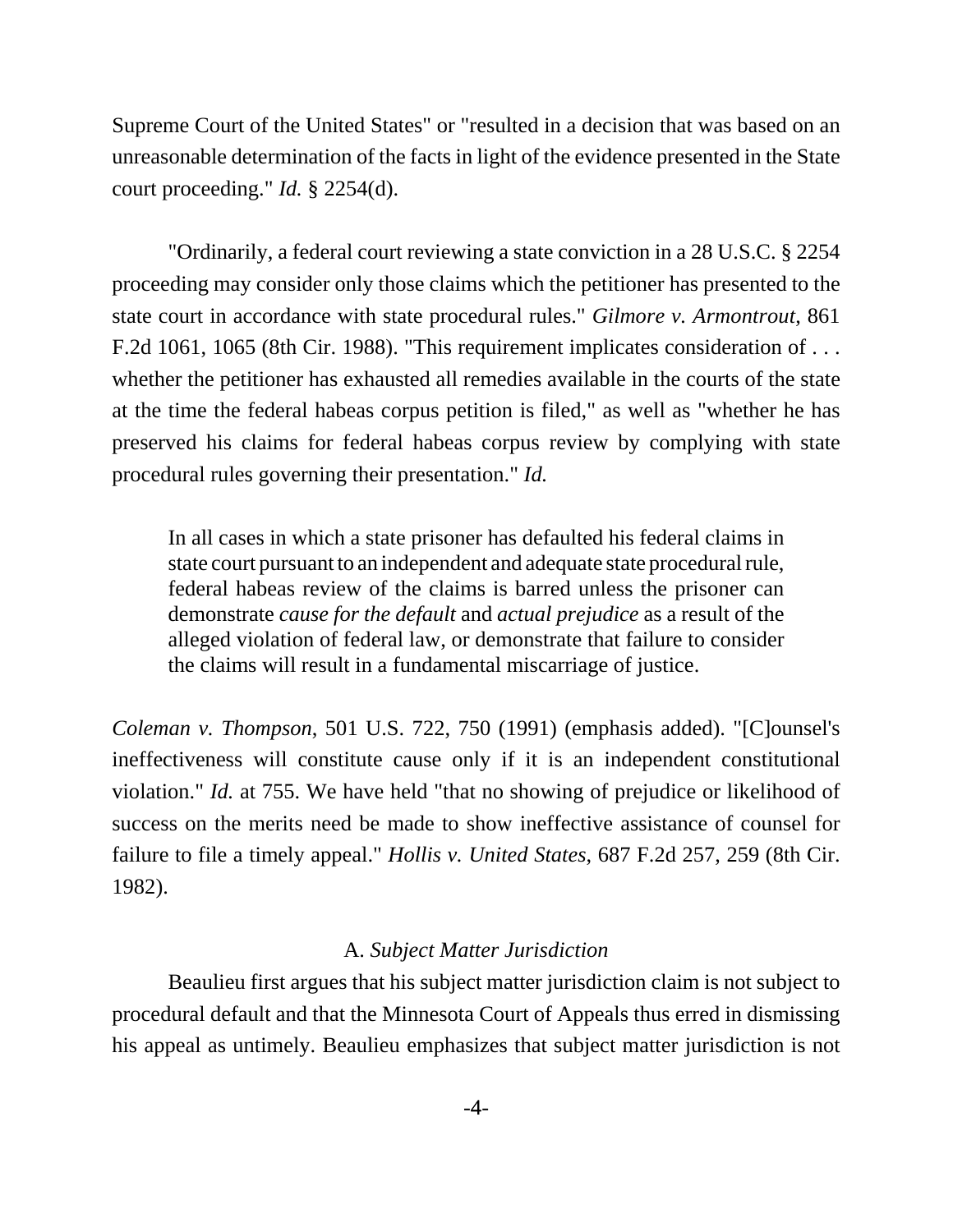Supreme Court of the United States" or "resulted in a decision that was based on an unreasonable determination of the facts in light of the evidence presented in the State court proceeding." *Id.* § 2254(d).

"Ordinarily, a federal court reviewing a state conviction in a 28 U.S.C. § 2254 proceeding may consider only those claims which the petitioner has presented to the state court in accordance with state procedural rules." *Gilmore v. Armontrout,* 861 F.2d 1061, 1065 (8th Cir. 1988). "This requirement implicates consideration of . . . whether the petitioner has exhausted all remedies available in the courts of the state at the time the federal habeas corpus petition is filed," as well as "whether he has preserved his claims for federal habeas corpus review by complying with state procedural rules governing their presentation." *Id.*

> In all cases in which a state prisoner has defaulted his federal claims in state court pursuant to an independent and adequate state procedural rule, federal habeas review of the claims is barred unless the prisoner can demonstrate *cause for the default* and *actual prejudice* as a result of the alleged violation of federal law, or demonstrate that failure to consider the claims will result in a fundamental miscarriage of justice.

*Coleman v. Thompson*, 501 U.S. 722, 750 (1991) (emphasis added). "[C]ounsel's ineffectiveness will constitute cause only if it is an independent constitutional violation." *Id.* at 755. We have held "that no showing of prejudice or likelihood of success on the merits need be made to show ineffective assistance of counsel for failure to file a timely appeal." *Hollis v. United States*, 687 F.2d 257, 259 (8th Cir. 1982).

### A. *Subject Matter Jurisdiction*

Beaulieu first argues that his subject matter jurisdiction claim is not subject to procedural default and that the Minnesota Court of Appeals thus erred in dismissing his appeal as untimely. Beaulieu emphasizes that subject matter jurisdiction is not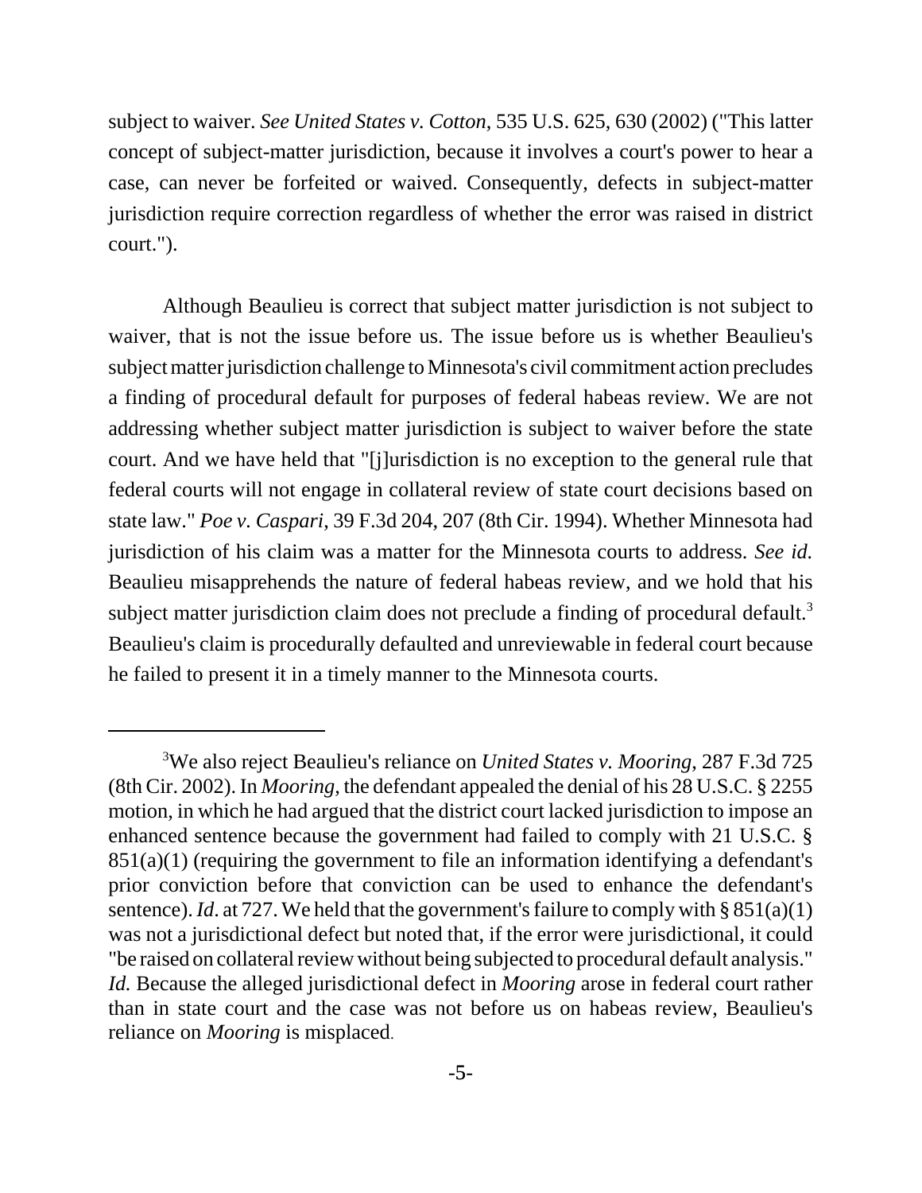subject to waiver. *See United States v. Cotton*, 535 U.S. 625, 630 (2002) ("This latter concept of subject-matter jurisdiction, because it involves a court's power to hear a case, can never be forfeited or waived. Consequently, defects in subject-matter jurisdiction require correction regardless of whether the error was raised in district court.").

Although Beaulieu is correct that subject matter jurisdiction is not subject to waiver, that is not the issue before us. The issue before us is whether Beaulieu's subject matter jurisdiction challenge to Minnesota's civil commitment action precludes a finding of procedural default for purposes of federal habeas review. We are not addressing whether subject matter jurisdiction is subject to waiver before the state court. And we have held that "[j]urisdiction is no exception to the general rule that federal courts will not engage in collateral review of state court decisions based on state law." *Poe v. Caspari*, 39 F.3d 204, 207 (8th Cir. 1994). Whether Minnesota had jurisdiction of his claim was a matter for the Minnesota courts to address. *See id.* Beaulieu misapprehends the nature of federal habeas review, and we hold that his subject matter jurisdiction claim does not preclude a finding of procedural default.[3] Beaulieu's claim is procedurally defaulted and unreviewable in federal court because he failed to present it in a timely manner to the Minnesota courts.

---

[3]We also reject Beaulieu's reliance on *United States v. Mooring*, 287 F.3d 725 (8th Cir. 2002). In *Mooring*, the defendant appealed the denial of his 28 U.S.C. § 2255 motion, in which he had argued that the district court lacked jurisdiction to impose an enhanced sentence because the government had failed to comply with 21 U.S.C. § 851(a)(1) (requiring the government to file an information identifying a defendant's prior conviction before that conviction can be used to enhance the defendant's sentence). *Id*. at 727. We held that the government's failure to comply with § 851(a)(1) was not a jurisdictional defect but noted that, if the error were jurisdictional, it could "be raised on collateral review without being subjected to procedural default analysis." *Id.* Because the alleged jurisdictional defect in *Mooring* arose in federal court rather than in state court and the case was not before us on habeas review, Beaulieu's reliance on *Mooring* is misplaced.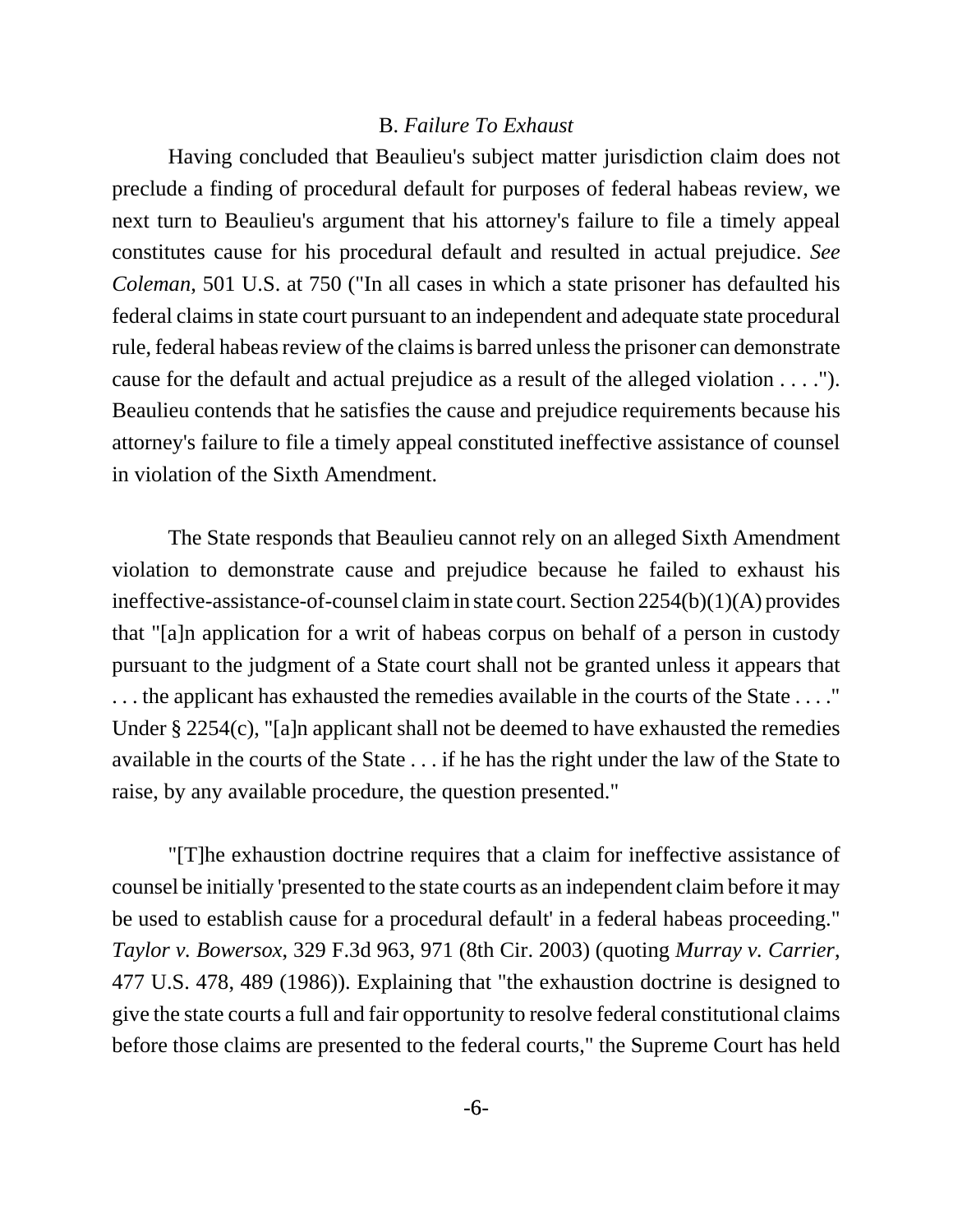### B. *Failure To Exhaust*

Having concluded that Beaulieu's subject matter jurisdiction claim does not preclude a finding of procedural default for purposes of federal habeas review, we next turn to Beaulieu's argument that his attorney's failure to file a timely appeal constitutes cause for his procedural default and resulted in actual prejudice. *See Coleman*, 501 U.S. at 750 ("In all cases in which a state prisoner has defaulted his federal claims in state court pursuant to an independent and adequate state procedural rule, federal habeas review of the claims is barred unless the prisoner can demonstrate cause for the default and actual prejudice as a result of the alleged violation . . . ."). Beaulieu contends that he satisfies the cause and prejudice requirements because his attorney's failure to file a timely appeal constituted ineffective assistance of counsel in violation of the Sixth Amendment.

The State responds that Beaulieu cannot rely on an alleged Sixth Amendment violation to demonstrate cause and prejudice because he failed to exhaust his ineffective-assistance-of-counsel claim in state court. Section 2254(b)(1)(A) provides that "[a]n application for a writ of habeas corpus on behalf of a person in custody pursuant to the judgment of a State court shall not be granted unless it appears that . . . the applicant has exhausted the remedies available in the courts of the State . . . ." Under § 2254(c), "[a]n applicant shall not be deemed to have exhausted the remedies available in the courts of the State . . . if he has the right under the law of the State to raise, by any available procedure, the question presented."

"[T]he exhaustion doctrine requires that a claim for ineffective assistance of counsel be initially 'presented to the state courts as an independent claim before it may be used to establish cause for a procedural default' in a federal habeas proceeding." *Taylor v. Bowersox*, 329 F.3d 963, 971 (8th Cir. 2003) (quoting *Murray v. Carrier*, 477 U.S. 478, 489 (1986)). Explaining that "the exhaustion doctrine is designed to give the state courts a full and fair opportunity to resolve federal constitutional claims before those claims are presented to the federal courts," the Supreme Court has held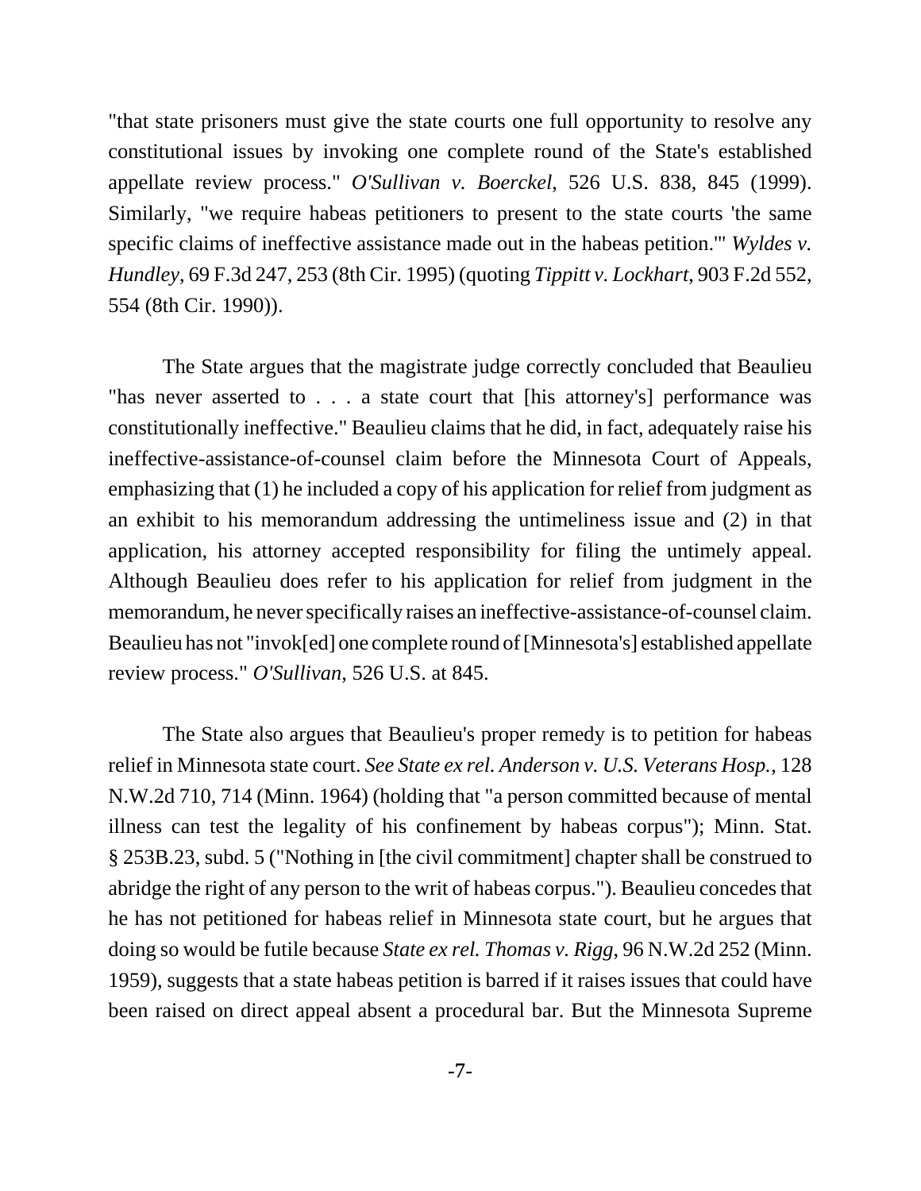"that state prisoners must give the state courts one full opportunity to resolve any constitutional issues by invoking one complete round of the State's established appellate review process." *O'Sullivan v. Boerckel*, 526 U.S. 838, 845 (1999). Similarly, "we require habeas petitioners to present to the state courts 'the same specific claims of ineffective assistance made out in the habeas petition.'" *Wyldes v. Hundley*, 69 F.3d 247, 253 (8th Cir. 1995) (quoting *Tippitt v. Lockhart*, 903 F.2d 552, 554 (8th Cir. 1990)).

The State argues that the magistrate judge correctly concluded that Beaulieu "has never asserted to . . . a state court that [his attorney's] performance was constitutionally ineffective." Beaulieu claims that he did, in fact, adequately raise his ineffective-assistance-of-counsel claim before the Minnesota Court of Appeals, emphasizing that (1) he included a copy of his application for relief from judgment as an exhibit to his memorandum addressing the untimeliness issue and (2) in that application, his attorney accepted responsibility for filing the untimely appeal. Although Beaulieu does refer to his application for relief from judgment in the memorandum, he never specifically raises an ineffective-assistance-of-counsel claim. Beaulieu has not "invok[ed] one complete round of [Minnesota's] established appellate review process." *O'Sullivan*, 526 U.S. at 845.

The State also argues that Beaulieu's proper remedy is to petition for habeas relief in Minnesota state court. *See State ex rel. Anderson v. U.S. Veterans Hosp.*, 128 N.W.2d 710, 714 (Minn. 1964) (holding that "a person committed because of mental illness can test the legality of his confinement by habeas corpus"); Minn. Stat. § 253B.23, subd. 5 ("Nothing in [the civil commitment] chapter shall be construed to abridge the right of any person to the writ of habeas corpus."). Beaulieu concedes that he has not petitioned for habeas relief in Minnesota state court, but he argues that doing so would be futile because *State ex rel. Thomas v. Rigg*, 96 N.W.2d 252 (Minn. 1959), suggests that a state habeas petition is barred if it raises issues that could have been raised on direct appeal absent a procedural bar. But the Minnesota Supreme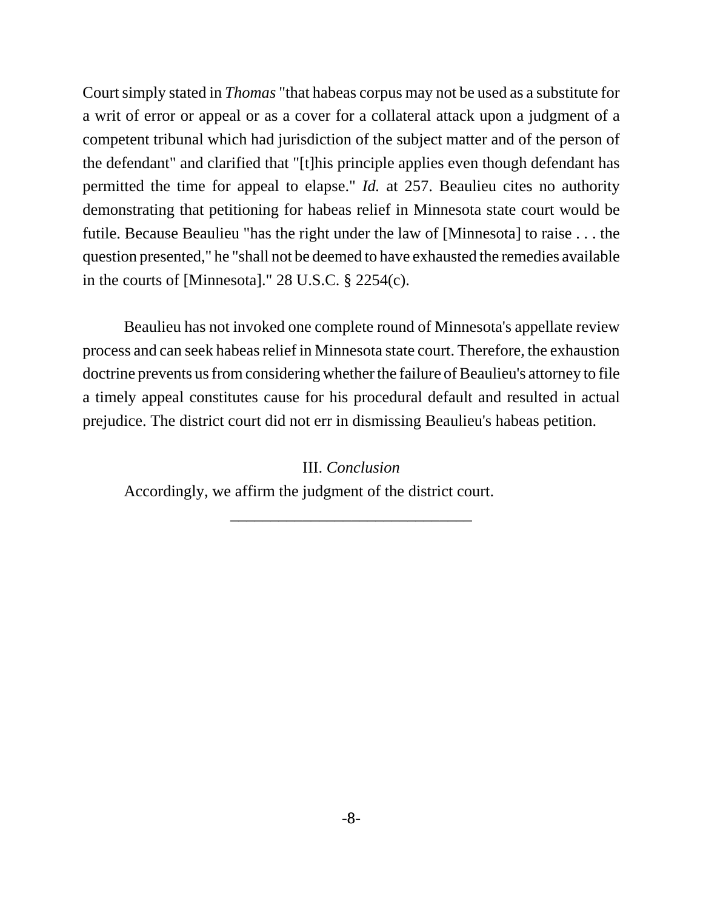Court simply stated in *Thomas* "that habeas corpus may not be used as a substitute for a writ of error or appeal or as a cover for a collateral attack upon a judgment of a competent tribunal which had jurisdiction of the subject matter and of the person of the defendant" and clarified that "[t]his principle applies even though defendant has permitted the time for appeal to elapse." *Id.* at 257. Beaulieu cites no authority demonstrating that petitioning for habeas relief in Minnesota state court would be futile. Because Beaulieu "has the right under the law of [Minnesota] to raise . . . the question presented," he "shall not be deemed to have exhausted the remedies available in the courts of [Minnesota]." 28 U.S.C. § 2254(c).

Beaulieu has not invoked one complete round of Minnesota's appellate review process and can seek habeas relief in Minnesota state court. Therefore, the exhaustion doctrine prevents us from considering whether the failure of Beaulieu's attorney to file a timely appeal constitutes cause for his procedural default and resulted in actual prejudice. The district court did not err in dismissing Beaulieu's habeas petition.

## III. *Conclusion*

Accordingly, we affirm the judgment of the district court.

______________________________